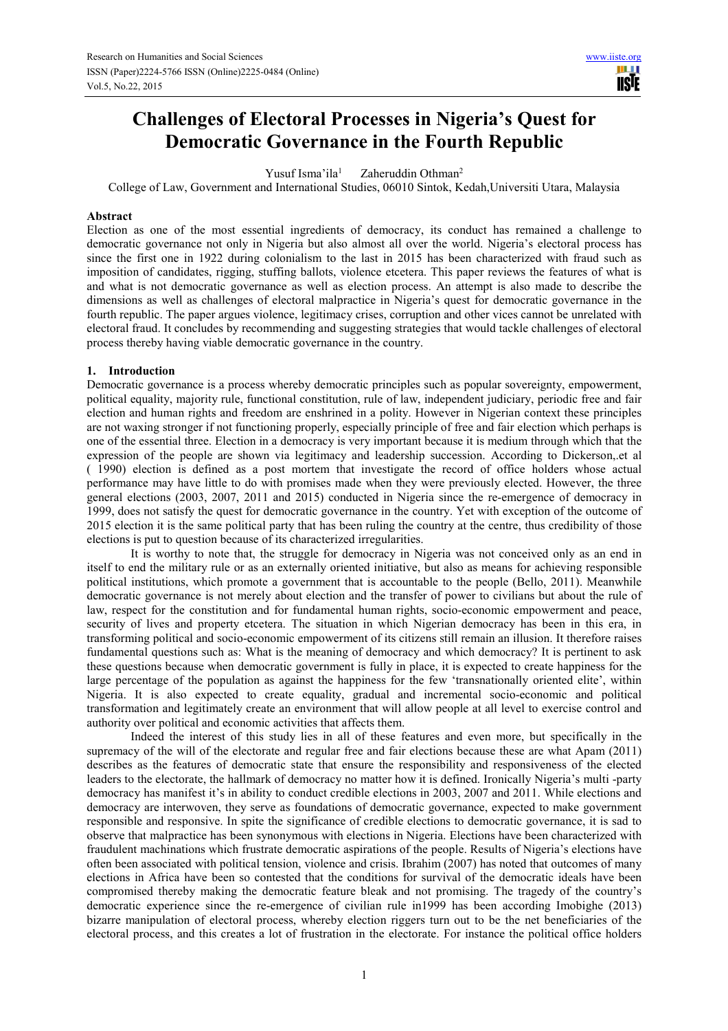# Challenges of Electoral Processes in Nigeria's Quest for Democratic Governance in the Fourth Republic

Yusuf Isma'ila[1] Zaheruddin Othman[2]

College of Law, Government and International Studies, 06010 Sintok, Kedah,Universiti Utara, Malaysia

## Abstract

Election as one of the most essential ingredients of democracy, its conduct has remained a challenge to democratic governance not only in Nigeria but also almost all over the world. Nigeria's electoral process has since the first one in 1922 during colonialism to the last in 2015 has been characterized with fraud such as imposition of candidates, rigging, stuffing ballots, violence etcetera. This paper reviews the features of what is and what is not democratic governance as well as election process. An attempt is also made to describe the dimensions as well as challenges of electoral malpractice in Nigeria's quest for democratic governance in the fourth republic. The paper argues violence, legitimacy crises, corruption and other vices cannot be unrelated with electoral fraud. It concludes by recommending and suggesting strategies that would tackle challenges of electoral process thereby having viable democratic governance in the country.

## 1. Introduction

Democratic governance is a process whereby democratic principles such as popular sovereignty, empowerment, political equality, majority rule, functional constitution, rule of law, independent judiciary, periodic free and fair election and human rights and freedom are enshrined in a polity. However in Nigerian context these principles are not waxing stronger if not functioning properly, especially principle of free and fair election which perhaps is one of the essential three. Election in a democracy is very important because it is medium through which that the expression of the people are shown via legitimacy and leadership succession. According to Dickerson,.et al ( 1990) election is defined as a post mortem that investigate the record of office holders whose actual performance may have little to do with promises made when they were previously elected. However, the three general elections (2003, 2007, 2011 and 2015) conducted in Nigeria since the re-emergence of democracy in 1999, does not satisfy the quest for democratic governance in the country. Yet with exception of the outcome of 2015 election it is the same political party that has been ruling the country at the centre, thus credibility of those elections is put to question because of its characterized irregularities.

It is worthy to note that, the struggle for democracy in Nigeria was not conceived only as an end in itself to end the military rule or as an externally oriented initiative, but also as means for achieving responsible political institutions, which promote a government that is accountable to the people (Bello, 2011). Meanwhile democratic governance is not merely about election and the transfer of power to civilians but about the rule of law, respect for the constitution and for fundamental human rights, socio-economic empowerment and peace, security of lives and property etcetera. The situation in which Nigerian democracy has been in this era, in transforming political and socio-economic empowerment of its citizens still remain an illusion. It therefore raises fundamental questions such as: What is the meaning of democracy and which democracy? It is pertinent to ask these questions because when democratic government is fully in place, it is expected to create happiness for the large percentage of the population as against the happiness for the few 'transnationally oriented elite', within Nigeria. It is also expected to create equality, gradual and incremental socio-economic and political transformation and legitimately create an environment that will allow people at all level to exercise control and authority over political and economic activities that affects them.

Indeed the interest of this study lies in all of these features and even more, but specifically in the supremacy of the will of the electorate and regular free and fair elections because these are what Apam (2011) describes as the features of democratic state that ensure the responsibility and responsiveness of the elected leaders to the electorate, the hallmark of democracy no matter how it is defined. Ironically Nigeria's multi -party democracy has manifest it's in ability to conduct credible elections in 2003, 2007 and 2011. While elections and democracy are interwoven, they serve as foundations of democratic governance, expected to make government responsible and responsive. In spite the significance of credible elections to democratic governance, it is sad to observe that malpractice has been synonymous with elections in Nigeria. Elections have been characterized with fraudulent machinations which frustrate democratic aspirations of the people. Results of Nigeria's elections have often been associated with political tension, violence and crisis. Ibrahim (2007) has noted that outcomes of many elections in Africa have been so contested that the conditions for survival of the democratic ideals have been compromised thereby making the democratic feature bleak and not promising. The tragedy of the country's democratic experience since the re-emergence of civilian rule in1999 has been according Imobighe (2013) bizarre manipulation of electoral process, whereby election riggers turn out to be the net beneficiaries of the electoral process, and this creates a lot of frustration in the electorate. For instance the political office holders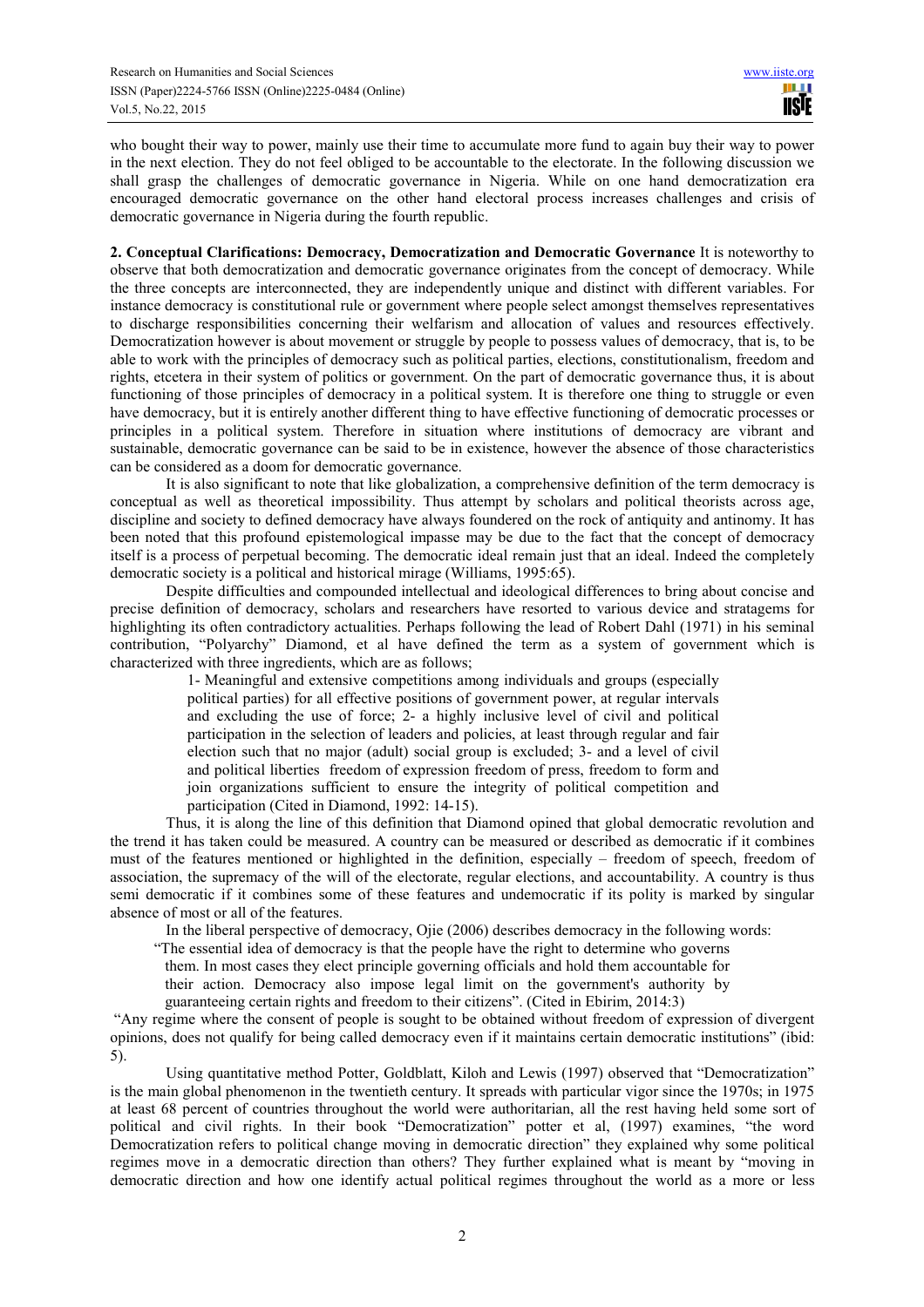who bought their way to power, mainly use their time to accumulate more fund to again buy their way to power in the next election. They do not feel obliged to be accountable to the electorate. In the following discussion we shall grasp the challenges of democratic governance in Nigeria. While on one hand democratization era encouraged democratic governance on the other hand electoral process increases challenges and crisis of democratic governance in Nigeria during the fourth republic.

**2. Conceptual Clarifications: Democracy, Democratization and Democratic Governance** It is noteworthy to observe that both democratization and democratic governance originates from the concept of democracy. While the three concepts are interconnected, they are independently unique and distinct with different variables. For instance democracy is constitutional rule or government where people select amongst themselves representatives to discharge responsibilities concerning their welfarism and allocation of values and resources effectively. Democratization however is about movement or struggle by people to possess values of democracy, that is, to be able to work with the principles of democracy such as political parties, elections, constitutionalism, freedom and rights, etcetera in their system of politics or government. On the part of democratic governance thus, it is about functioning of those principles of democracy in a political system. It is therefore one thing to struggle or even have democracy, but it is entirely another different thing to have effective functioning of democratic processes or principles in a political system. Therefore in situation where institutions of democracy are vibrant and sustainable, democratic governance can be said to be in existence, however the absence of those characteristics can be considered as a doom for democratic governance.

It is also significant to note that like globalization, a comprehensive definition of the term democracy is conceptual as well as theoretical impossibility. Thus attempt by scholars and political theorists across age, discipline and society to defined democracy have always foundered on the rock of antiquity and antinomy. It has been noted that this profound epistemological impasse may be due to the fact that the concept of democracy itself is a process of perpetual becoming. The democratic ideal remain just that an ideal. Indeed the completely democratic society is a political and historical mirage (Williams, 1995:65).

Despite difficulties and compounded intellectual and ideological differences to bring about concise and precise definition of democracy, scholars and researchers have resorted to various device and stratagems for highlighting its often contradictory actualities. Perhaps following the lead of Robert Dahl (1971) in his seminal contribution, "Polyarchy" Diamond, et al have defined the term as a system of government which is characterized with three ingredients, which are as follows;

> 1- Meaningful and extensive competitions among individuals and groups (especially political parties) for all effective positions of government power, at regular intervals and excluding the use of force; 2- a highly inclusive level of civil and political participation in the selection of leaders and policies, at least through regular and fair election such that no major (adult) social group is excluded; 3- and a level of civil and political liberties freedom of expression freedom of press, freedom to form and join organizations sufficient to ensure the integrity of political competition and participation (Cited in Diamond, 1992: 14-15).

Thus, it is along the line of this definition that Diamond opined that global democratic revolution and the trend it has taken could be measured. A country can be measured or described as democratic if it combines must of the features mentioned or highlighted in the definition, especially – freedom of speech, freedom of association, the supremacy of the will of the electorate, regular elections, and accountability. A country is thus semi democratic if it combines some of these features and undemocratic if its polity is marked by singular absence of most or all of the features.

In the liberal perspective of democracy, Ojie (2006) describes democracy in the following words:

> "The essential idea of democracy is that the people have the right to determine who governs them. In most cases they elect principle governing officials and hold them accountable for their action. Democracy also impose legal limit on the government's authority by guaranteeing certain rights and freedom to their citizens". (Cited in Ebirim, 2014:3)

"Any regime where the consent of people is sought to be obtained without freedom of expression of divergent opinions, does not qualify for being called democracy even if it maintains certain democratic institutions" (ibid: 5).

Using quantitative method Potter, Goldblatt, Kiloh and Lewis (1997) observed that "Democratization" is the main global phenomenon in the twentieth century. It spreads with particular vigor since the 1970s; in 1975 at least 68 percent of countries throughout the world were authoritarian, all the rest having held some sort of political and civil rights. In their book "Democratization" potter et al, (1997) examines, "the word Democratization refers to political change moving in democratic direction" they explained why some political regimes move in a democratic direction than others? They further explained what is meant by "moving in democratic direction and how one identify actual political regimes throughout the world as a more or less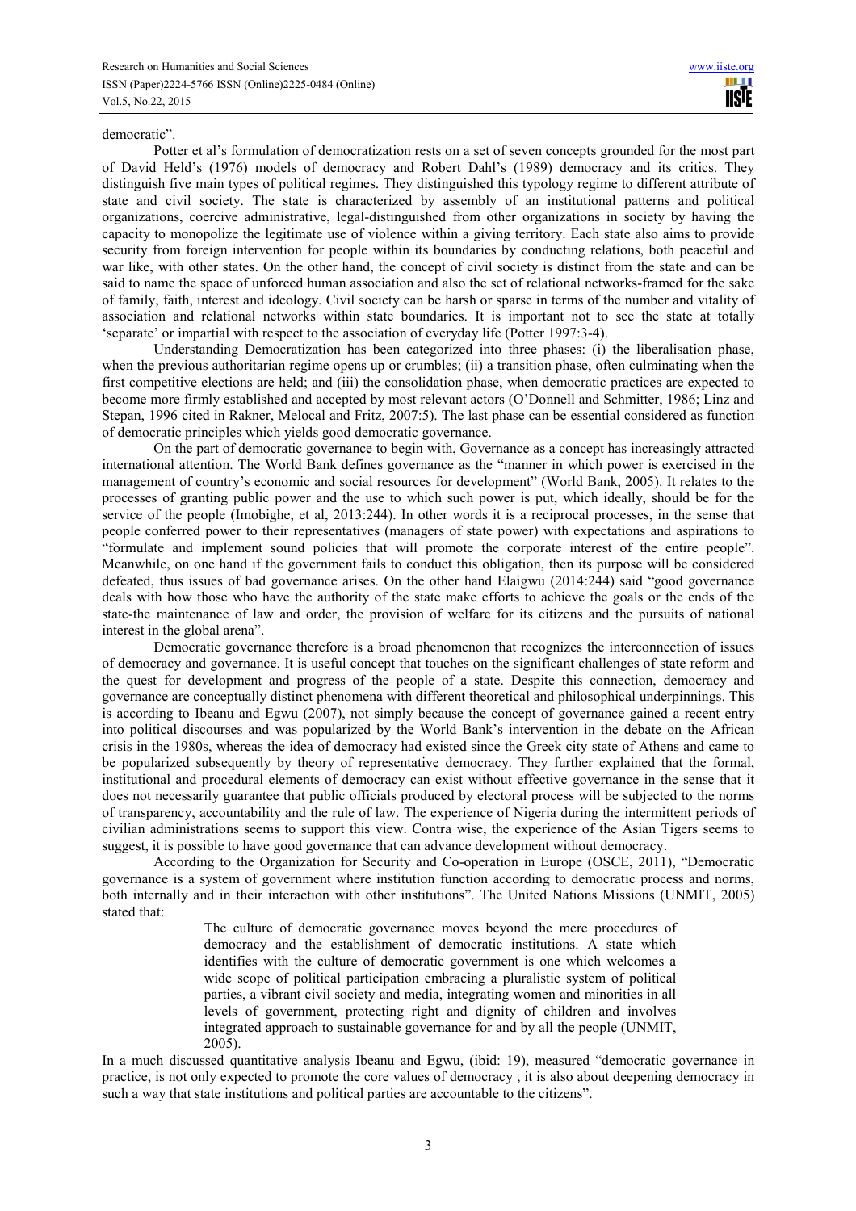democratic".

Potter et al's formulation of democratization rests on a set of seven concepts grounded for the most part of David Held's (1976) models of democracy and Robert Dahl's (1989) democracy and its critics. They distinguish five main types of political regimes. They distinguished this typology regime to different attribute of state and civil society. The state is characterized by assembly of an institutional patterns and political organizations, coercive administrative, legal-distinguished from other organizations in society by having the capacity to monopolize the legitimate use of violence within a giving territory. Each state also aims to provide security from foreign intervention for people within its boundaries by conducting relations, both peaceful and war like, with other states. On the other hand, the concept of civil society is distinct from the state and can be said to name the space of unforced human association and also the set of relational networks-framed for the sake of family, faith, interest and ideology. Civil society can be harsh or sparse in terms of the number and vitality of association and relational networks within state boundaries. It is important not to see the state at totally 'separate' or impartial with respect to the association of everyday life (Potter 1997:3-4).

Understanding Democratization has been categorized into three phases: (i) the liberalisation phase, when the previous authoritarian regime opens up or crumbles; (ii) a transition phase, often culminating when the first competitive elections are held; and (iii) the consolidation phase, when democratic practices are expected to become more firmly established and accepted by most relevant actors (O'Donnell and Schmitter, 1986; Linz and Stepan, 1996 cited in Rakner, Melocal and Fritz, 2007:5). The last phase can be essential considered as function of democratic principles which yields good democratic governance.

On the part of democratic governance to begin with, Governance as a concept has increasingly attracted international attention. The World Bank defines governance as the "manner in which power is exercised in the management of country's economic and social resources for development" (World Bank, 2005). It relates to the processes of granting public power and the use to which such power is put, which ideally, should be for the service of the people (Imobighe, et al, 2013:244). In other words it is a reciprocal processes, in the sense that people conferred power to their representatives (managers of state power) with expectations and aspirations to "formulate and implement sound policies that will promote the corporate interest of the entire people". Meanwhile, on one hand if the government fails to conduct this obligation, then its purpose will be considered defeated, thus issues of bad governance arises. On the other hand Elaigwu (2014:244) said "good governance deals with how those who have the authority of the state make efforts to achieve the goals or the ends of the state-the maintenance of law and order, the provision of welfare for its citizens and the pursuits of national interest in the global arena".

Democratic governance therefore is a broad phenomenon that recognizes the interconnection of issues of democracy and governance. It is useful concept that touches on the significant challenges of state reform and the quest for development and progress of the people of a state. Despite this connection, democracy and governance are conceptually distinct phenomena with different theoretical and philosophical underpinnings. This is according to Ibeanu and Egwu (2007), not simply because the concept of governance gained a recent entry into political discourses and was popularized by the World Bank's intervention in the debate on the African crisis in the 1980s, whereas the idea of democracy had existed since the Greek city state of Athens and came to be popularized subsequently by theory of representative democracy. They further explained that the formal, institutional and procedural elements of democracy can exist without effective governance in the sense that it does not necessarily guarantee that public officials produced by electoral process will be subjected to the norms of transparency, accountability and the rule of law. The experience of Nigeria during the intermittent periods of civilian administrations seems to support this view. Contra wise, the experience of the Asian Tigers seems to suggest, it is possible to have good governance that can advance development without democracy.

According to the Organization for Security and Co-operation in Europe (OSCE, 2011), "Democratic governance is a system of government where institution function according to democratic process and norms, both internally and in their interaction with other institutions". The United Nations Missions (UNMIT, 2005) stated that:

> The culture of democratic governance moves beyond the mere procedures of democracy and the establishment of democratic institutions. A state which identifies with the culture of democratic government is one which welcomes a wide scope of political participation embracing a pluralistic system of political parties, a vibrant civil society and media, integrating women and minorities in all levels of government, protecting right and dignity of children and involves integrated approach to sustainable governance for and by all the people (UNMIT, 2005).

In a much discussed quantitative analysis Ibeanu and Egwu, (ibid: 19), measured "democratic governance in practice, is not only expected to promote the core values of democracy , it is also about deepening democracy in such a way that state institutions and political parties are accountable to the citizens".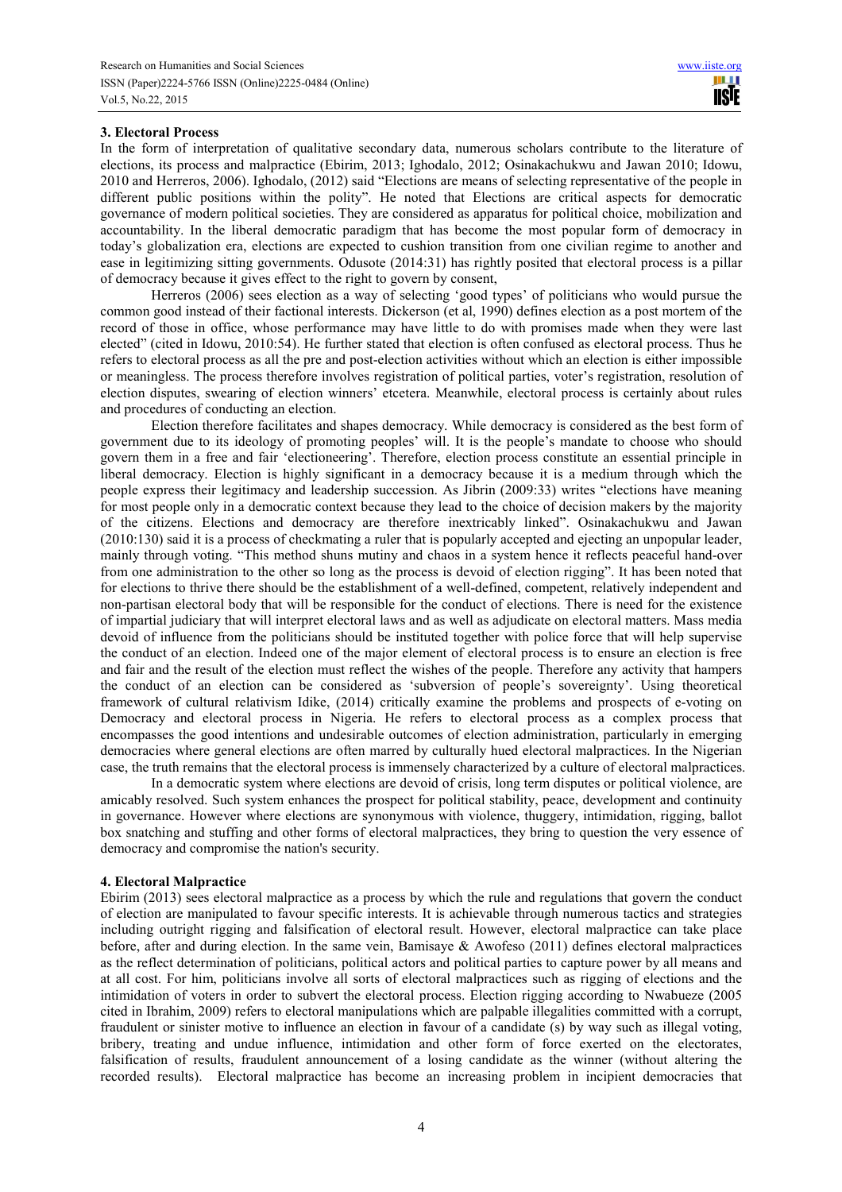## 3. Electoral Process

In the form of interpretation of qualitative secondary data, numerous scholars contribute to the literature of elections, its process and malpractice (Ebirim, 2013; Ighodalo, 2012; Osinakachukwu and Jawan 2010; Idowu, 2010 and Herreros, 2006). Ighodalo, (2012) said "Elections are means of selecting representative of the people in different public positions within the polity". He noted that Elections are critical aspects for democratic governance of modern political societies. They are considered as apparatus for political choice, mobilization and accountability. In the liberal democratic paradigm that has become the most popular form of democracy in today's globalization era, elections are expected to cushion transition from one civilian regime to another and ease in legitimizing sitting governments. Odusote (2014:31) has rightly posited that electoral process is a pillar of democracy because it gives effect to the right to govern by consent,

Herreros (2006) sees election as a way of selecting 'good types' of politicians who would pursue the common good instead of their factional interests. Dickerson (et al, 1990) defines election as a post mortem of the record of those in office, whose performance may have little to do with promises made when they were last elected" (cited in Idowu, 2010:54). He further stated that election is often confused as electoral process. Thus he refers to electoral process as all the pre and post-election activities without which an election is either impossible or meaningless. The process therefore involves registration of political parties, voter's registration, resolution of election disputes, swearing of election winners' etcetera. Meanwhile, electoral process is certainly about rules and procedures of conducting an election.

Election therefore facilitates and shapes democracy. While democracy is considered as the best form of government due to its ideology of promoting peoples' will. It is the people's mandate to choose who should govern them in a free and fair 'electioneering'. Therefore, election process constitute an essential principle in liberal democracy. Election is highly significant in a democracy because it is a medium through which the people express their legitimacy and leadership succession. As Jibrin (2009:33) writes "elections have meaning for most people only in a democratic context because they lead to the choice of decision makers by the majority of the citizens. Elections and democracy are therefore inextricably linked". Osinakachukwu and Jawan (2010:130) said it is a process of checkmating a ruler that is popularly accepted and ejecting an unpopular leader, mainly through voting. "This method shuns mutiny and chaos in a system hence it reflects peaceful hand-over from one administration to the other so long as the process is devoid of election rigging". It has been noted that for elections to thrive there should be the establishment of a well-defined, competent, relatively independent and non-partisan electoral body that will be responsible for the conduct of elections. There is need for the existence of impartial judiciary that will interpret electoral laws and as well as adjudicate on electoral matters. Mass media devoid of influence from the politicians should be instituted together with police force that will help supervise the conduct of an election. Indeed one of the major element of electoral process is to ensure an election is free and fair and the result of the election must reflect the wishes of the people. Therefore any activity that hampers the conduct of an election can be considered as 'subversion of people's sovereignty'. Using theoretical framework of cultural relativism Idike, (2014) critically examine the problems and prospects of e-voting on Democracy and electoral process in Nigeria. He refers to electoral process as a complex process that encompasses the good intentions and undesirable outcomes of election administration, particularly in emerging democracies where general elections are often marred by culturally hued electoral malpractices. In the Nigerian case, the truth remains that the electoral process is immensely characterized by a culture of electoral malpractices.

In a democratic system where elections are devoid of crisis, long term disputes or political violence, are amicably resolved. Such system enhances the prospect for political stability, peace, development and continuity in governance. However where elections are synonymous with violence, thuggery, intimidation, rigging, ballot box snatching and stuffing and other forms of electoral malpractices, they bring to question the very essence of democracy and compromise the nation's security.

## 4. Electoral Malpractice

Ebirim (2013) sees electoral malpractice as a process by which the rule and regulations that govern the conduct of election are manipulated to favour specific interests. It is achievable through numerous tactics and strategies including outright rigging and falsification of electoral result. However, electoral malpractice can take place before, after and during election. In the same vein, Bamisaye & Awofeso (2011) defines electoral malpractices as the reflect determination of politicians, political actors and political parties to capture power by all means and at all cost. For him, politicians involve all sorts of electoral malpractices such as rigging of elections and the intimidation of voters in order to subvert the electoral process. Election rigging according to Nwabueze (2005 cited in Ibrahim, 2009) refers to electoral manipulations which are palpable illegalities committed with a corrupt, fraudulent or sinister motive to influence an election in favour of a candidate (s) by way such as illegal voting, bribery, treating and undue influence, intimidation and other form of force exerted on the electorates, falsification of results, fraudulent announcement of a losing candidate as the winner (without altering the recorded results). Electoral malpractice has become an increasing problem in incipient democracies that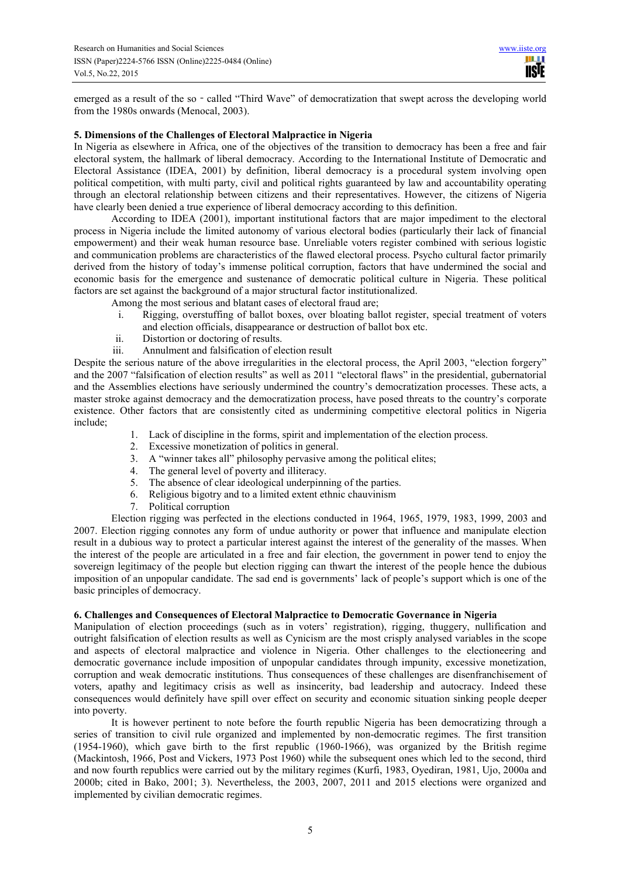emerged as a result of the so‐called "Third Wave" of democratization that swept across the developing world from the 1980s onwards (Menocal, 2003).

### 5. Dimensions of the Challenges of Electoral Malpractice in Nigeria

In Nigeria as elsewhere in Africa, one of the objectives of the transition to democracy has been a free and fair electoral system, the hallmark of liberal democracy. According to the International Institute of Democratic and Electoral Assistance (IDEA, 2001) by definition, liberal democracy is a procedural system involving open political competition, with multi party, civil and political rights guaranteed by law and accountability operating through an electoral relationship between citizens and their representatives. However, the citizens of Nigeria have clearly been denied a true experience of liberal democracy according to this definition.

According to IDEA (2001), important institutional factors that are major impediment to the electoral process in Nigeria include the limited autonomy of various electoral bodies (particularly their lack of financial empowerment) and their weak human resource base. Unreliable voters register combined with serious logistic and communication problems are characteristics of the flawed electoral process. Psycho cultural factor primarily derived from the history of today's immense political corruption, factors that have undermined the social and economic basis for the emergence and sustenance of democratic political culture in Nigeria. These political factors are set against the background of a major structural factor institutionalized.

Among the most serious and blatant cases of electoral fraud are;

i. Rigging, overstuffing of ballot boxes, over bloating ballot register, special treatment of voters and election officials, disappearance or destruction of ballot box etc.
ii. Distortion or doctoring of results.
iii. Annulment and falsification of election result

Despite the serious nature of the above irregularities in the electoral process, the April 2003, "election forgery" and the 2007 "falsification of election results" as well as 2011 "electoral flaws" in the presidential, gubernatorial and the Assemblies elections have seriously undermined the country's democratization processes. These acts, a master stroke against democracy and the democratization process, have posed threats to the country's corporate existence. Other factors that are consistently cited as undermining competitive electoral politics in Nigeria include;

1. Lack of discipline in the forms, spirit and implementation of the election process.
2. Excessive monetization of politics in general.
3. A "winner takes all" philosophy pervasive among the political elites;
4. The general level of poverty and illiteracy.
5. The absence of clear ideological underpinning of the parties.
6. Religious bigotry and to a limited extent ethnic chauvinism
7. Political corruption

Election rigging was perfected in the elections conducted in 1964, 1965, 1979, 1983, 1999, 2003 and 2007. Election rigging connotes any form of undue authority or power that influence and manipulate election result in a dubious way to protect a particular interest against the interest of the generality of the masses. When the interest of the people are articulated in a free and fair election, the government in power tend to enjoy the sovereign legitimacy of the people but election rigging can thwart the interest of the people hence the dubious imposition of an unpopular candidate. The sad end is governments' lack of people's support which is one of the basic principles of democracy.

### 6. Challenges and Consequences of Electoral Malpractice to Democratic Governance in Nigeria

Manipulation of election proceedings (such as in voters' registration), rigging, thuggery, nullification and outright falsification of election results as well as Cynicism are the most crisply analysed variables in the scope and aspects of electoral malpractice and violence in Nigeria. Other challenges to the electioneering and democratic governance include imposition of unpopular candidates through impunity, excessive monetization, corruption and weak democratic institutions. Thus consequences of these challenges are disenfranchisement of voters, apathy and legitimacy crisis as well as insincerity, bad leadership and autocracy. Indeed these consequences would definitely have spill over effect on security and economic situation sinking people deeper into poverty.

It is however pertinent to note before the fourth republic Nigeria has been democratizing through a series of transition to civil rule organized and implemented by non-democratic regimes. The first transition (1954-1960), which gave birth to the first republic (1960-1966), was organized by the British regime (Mackintosh, 1966, Post and Vickers, 1973 Post 1960) while the subsequent ones which led to the second, third and now fourth republics were carried out by the military regimes (Kurfi, 1983, Oyediran, 1981, Ujo, 2000a and 2000b; cited in Bako, 2001; 3). Nevertheless, the 2003, 2007, 2011 and 2015 elections were organized and implemented by civilian democratic regimes.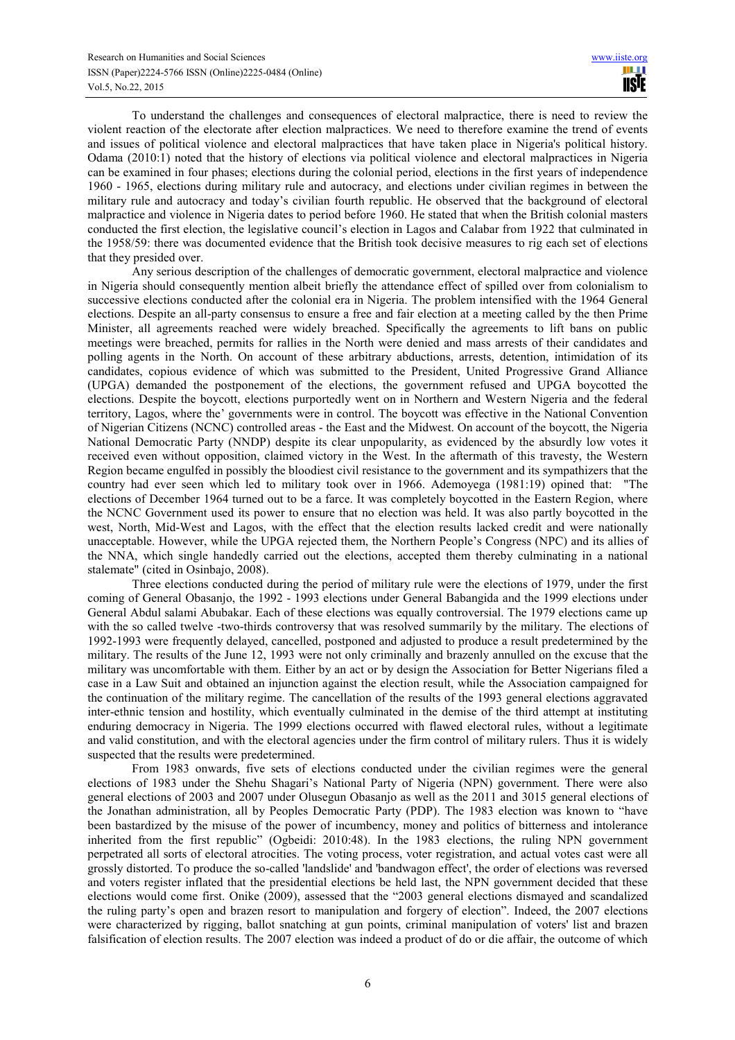To understand the challenges and consequences of electoral malpractice, there is need to review the violent reaction of the electorate after election malpractices. We need to therefore examine the trend of events and issues of political violence and electoral malpractices that have taken place in Nigeria's political history. Odama (2010:1) noted that the history of elections via political violence and electoral malpractices in Nigeria can be examined in four phases; elections during the colonial period, elections in the first years of independence 1960 - 1965, elections during military rule and autocracy, and elections under civilian regimes in between the military rule and autocracy and today's civilian fourth republic. He observed that the background of electoral malpractice and violence in Nigeria dates to period before 1960. He stated that when the British colonial masters conducted the first election, the legislative council's election in Lagos and Calabar from 1922 that culminated in the 1958/59: there was documented evidence that the British took decisive measures to rig each set of elections that they presided over.

Any serious description of the challenges of democratic government, electoral malpractice and violence in Nigeria should consequently mention albeit briefly the attendance effect of spilled over from colonialism to successive elections conducted after the colonial era in Nigeria. The problem intensified with the 1964 General elections. Despite an all-party consensus to ensure a free and fair election at a meeting called by the then Prime Minister, all agreements reached were widely breached. Specifically the agreements to lift bans on public meetings were breached, permits for rallies in the North were denied and mass arrests of their candidates and polling agents in the North. On account of these arbitrary abductions, arrests, detention, intimidation of its candidates, copious evidence of which was submitted to the President, United Progressive Grand Alliance (UPGA) demanded the postponement of the elections, the government refused and UPGA boycotted the elections. Despite the boycott, elections purportedly went on in Northern and Western Nigeria and the federal territory, Lagos, where the' governments were in control. The boycott was effective in the National Convention of Nigerian Citizens (NCNC) controlled areas - the East and the Midwest. On account of the boycott, the Nigeria National Democratic Party (NNDP) despite its clear unpopularity, as evidenced by the absurdly low votes it received even without opposition, claimed victory in the West. In the aftermath of this travesty, the Western Region became engulfed in possibly the bloodiest civil resistance to the government and its sympathizers that the country had ever seen which led to military took over in 1966. Ademoyega (1981:19) opined that: "The elections of December 1964 turned out to be a farce. It was completely boycotted in the Eastern Region, where the NCNC Government used its power to ensure that no election was held. It was also partly boycotted in the west, North, Mid-West and Lagos, with the effect that the election results lacked credit and were nationally unacceptable. However, while the UPGA rejected them, the Northern People's Congress (NPC) and its allies of the NNA, which single handedly carried out the elections, accepted them thereby culminating in a national stalemate" (cited in Osinbajo, 2008).

Three elections conducted during the period of military rule were the elections of 1979, under the first coming of General Obasanjo, the 1992 - 1993 elections under General Babangida and the 1999 elections under General Abdul salami Abubakar. Each of these elections was equally controversial. The 1979 elections came up with the so called twelve -two-thirds controversy that was resolved summarily by the military. The elections of 1992-1993 were frequently delayed, cancelled, postponed and adjusted to produce a result predetermined by the military. The results of the June 12, 1993 were not only criminally and brazenly annulled on the excuse that the military was uncomfortable with them. Either by an act or by design the Association for Better Nigerians filed a case in a Law Suit and obtained an injunction against the election result, while the Association campaigned for the continuation of the military regime. The cancellation of the results of the 1993 general elections aggravated inter-ethnic tension and hostility, which eventually culminated in the demise of the third attempt at instituting enduring democracy in Nigeria. The 1999 elections occurred with flawed electoral rules, without a legitimate and valid constitution, and with the electoral agencies under the firm control of military rulers. Thus it is widely suspected that the results were predetermined.

From 1983 onwards, five sets of elections conducted under the civilian regimes were the general elections of 1983 under the Shehu Shagari's National Party of Nigeria (NPN) government. There were also general elections of 2003 and 2007 under Olusegun Obasanjo as well as the 2011 and 3015 general elections of the Jonathan administration, all by Peoples Democratic Party (PDP). The 1983 election was known to "have been bastardized by the misuse of the power of incumbency, money and politics of bitterness and intolerance inherited from the first republic" (Ogbeidi: 2010:48). In the 1983 elections, the ruling NPN government perpetrated all sorts of electoral atrocities. The voting process, voter registration, and actual votes cast were all grossly distorted. To produce the so-called 'landslide' and 'bandwagon effect', the order of elections was reversed and voters register inflated that the presidential elections be held last, the NPN government decided that these elections would come first. Onike (2009), assessed that the "2003 general elections dismayed and scandalized the ruling party's open and brazen resort to manipulation and forgery of election". Indeed, the 2007 elections were characterized by rigging, ballot snatching at gun points, criminal manipulation of voters' list and brazen falsification of election results. The 2007 election was indeed a product of do or die affair, the outcome of which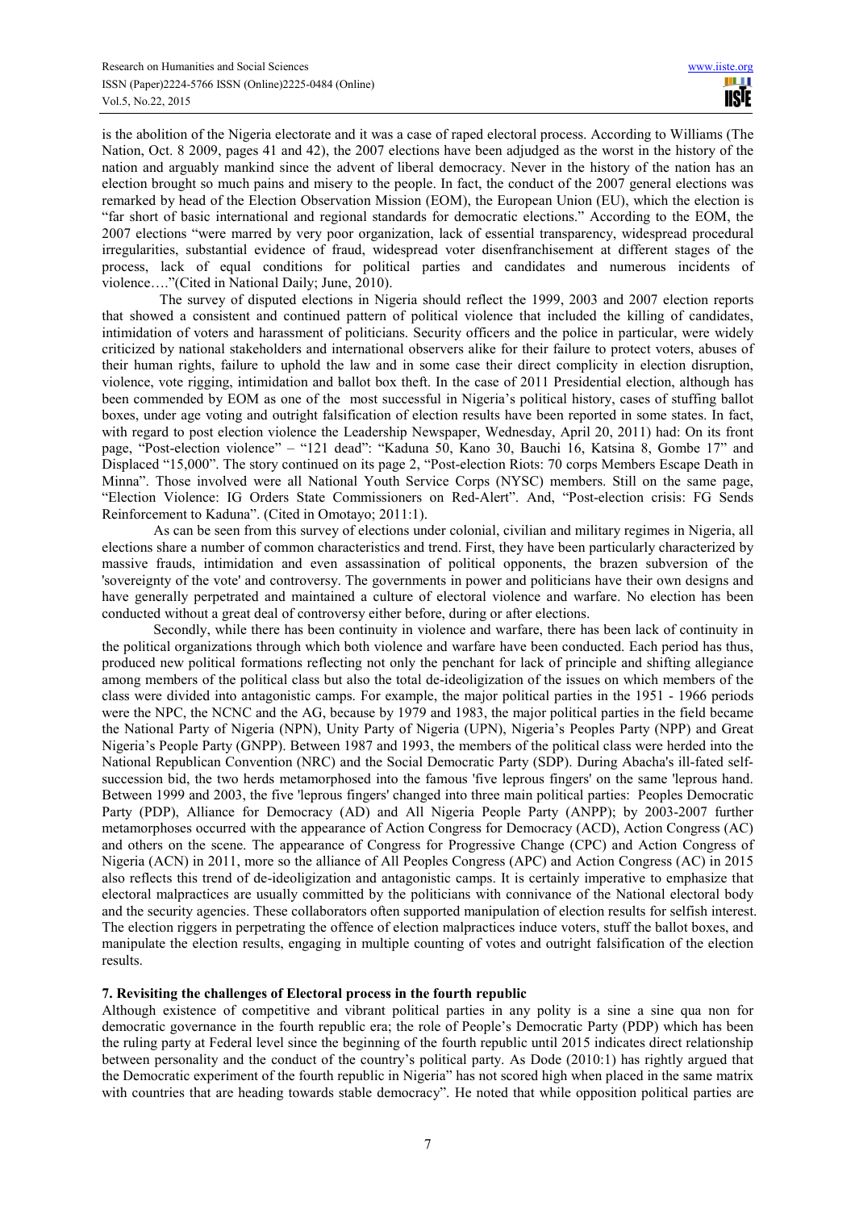is the abolition of the Nigeria electorate and it was a case of raped electoral process. According to Williams (The Nation, Oct. 8 2009, pages 41 and 42), the 2007 elections have been adjudged as the worst in the history of the nation and arguably mankind since the advent of liberal democracy. Never in the history of the nation has an election brought so much pains and misery to the people. In fact, the conduct of the 2007 general elections was remarked by head of the Election Observation Mission (EOM), the European Union (EU), which the election is "far short of basic international and regional standards for democratic elections." According to the EOM, the 2007 elections "were marred by very poor organization, lack of essential transparency, widespread procedural irregularities, substantial evidence of fraud, widespread voter disenfranchisement at different stages of the process, lack of equal conditions for political parties and candidates and numerous incidents of violence…."(Cited in National Daily; June, 2010).

The survey of disputed elections in Nigeria should reflect the 1999, 2003 and 2007 election reports that showed a consistent and continued pattern of political violence that included the killing of candidates, intimidation of voters and harassment of politicians. Security officers and the police in particular, were widely criticized by national stakeholders and international observers alike for their failure to protect voters, abuses of their human rights, failure to uphold the law and in some case their direct complicity in election disruption, violence, vote rigging, intimidation and ballot box theft. In the case of 2011 Presidential election, although has been commended by EOM as one of the most successful in Nigeria's political history, cases of stuffing ballot boxes, under age voting and outright falsification of election results have been reported in some states. In fact, with regard to post election violence the Leadership Newspaper, Wednesday, April 20, 2011) had: On its front page, "Post-election violence" – "121 dead": "Kaduna 50, Kano 30, Bauchi 16, Katsina 8, Gombe 17" and Displaced "15,000". The story continued on its page 2, "Post-election Riots: 70 corps Members Escape Death in Minna". Those involved were all National Youth Service Corps (NYSC) members. Still on the same page, "Election Violence: IG Orders State Commissioners on Red-Alert". And, "Post-election crisis: FG Sends Reinforcement to Kaduna". (Cited in Omotayo; 2011:1).

As can be seen from this survey of elections under colonial, civilian and military regimes in Nigeria, all elections share a number of common characteristics and trend. First, they have been particularly characterized by massive frauds, intimidation and even assassination of political opponents, the brazen subversion of the 'sovereignty of the vote' and controversy. The governments in power and politicians have their own designs and have generally perpetrated and maintained a culture of electoral violence and warfare. No election has been conducted without a great deal of controversy either before, during or after elections.

Secondly, while there has been continuity in violence and warfare, there has been lack of continuity in the political organizations through which both violence and warfare have been conducted. Each period has thus, produced new political formations reflecting not only the penchant for lack of principle and shifting allegiance among members of the political class but also the total de-ideoligization of the issues on which members of the class were divided into antagonistic camps. For example, the major political parties in the 1951 - 1966 periods were the NPC, the NCNC and the AG, because by 1979 and 1983, the major political parties in the field became the National Party of Nigeria (NPN), Unity Party of Nigeria (UPN), Nigeria's Peoples Party (NPP) and Great Nigeria's People Party (GNPP). Between 1987 and 1993, the members of the political class were herded into the National Republican Convention (NRC) and the Social Democratic Party (SDP). During Abacha's ill-fated self-succession bid, the two herds metamorphosed into the famous 'five leprous fingers' on the same 'leprous hand. Between 1999 and 2003, the five 'leprous fingers' changed into three main political parties: Peoples Democratic Party (PDP), Alliance for Democracy (AD) and All Nigeria People Party (ANPP); by 2003-2007 further metamorphoses occurred with the appearance of Action Congress for Democracy (ACD), Action Congress (AC) and others on the scene. The appearance of Congress for Progressive Change (CPC) and Action Congress of Nigeria (ACN) in 2011, more so the alliance of All Peoples Congress (APC) and Action Congress (AC) in 2015 also reflects this trend of de-ideoligization and antagonistic camps. It is certainly imperative to emphasize that electoral malpractices are usually committed by the politicians with connivance of the National electoral body and the security agencies. These collaborators often supported manipulation of election results for selfish interest. The election riggers in perpetrating the offence of election malpractices induce voters, stuff the ballot boxes, and manipulate the election results, engaging in multiple counting of votes and outright falsification of the election results.

## 7. Revisiting the challenges of Electoral process in the fourth republic

Although existence of competitive and vibrant political parties in any polity is a sine a sine qua non for democratic governance in the fourth republic era; the role of People's Democratic Party (PDP) which has been the ruling party at Federal level since the beginning of the fourth republic until 2015 indicates direct relationship between personality and the conduct of the country's political party. As Dode (2010:1) has rightly argued that the Democratic experiment of the fourth republic in Nigeria" has not scored high when placed in the same matrix with countries that are heading towards stable democracy". He noted that while opposition political parties are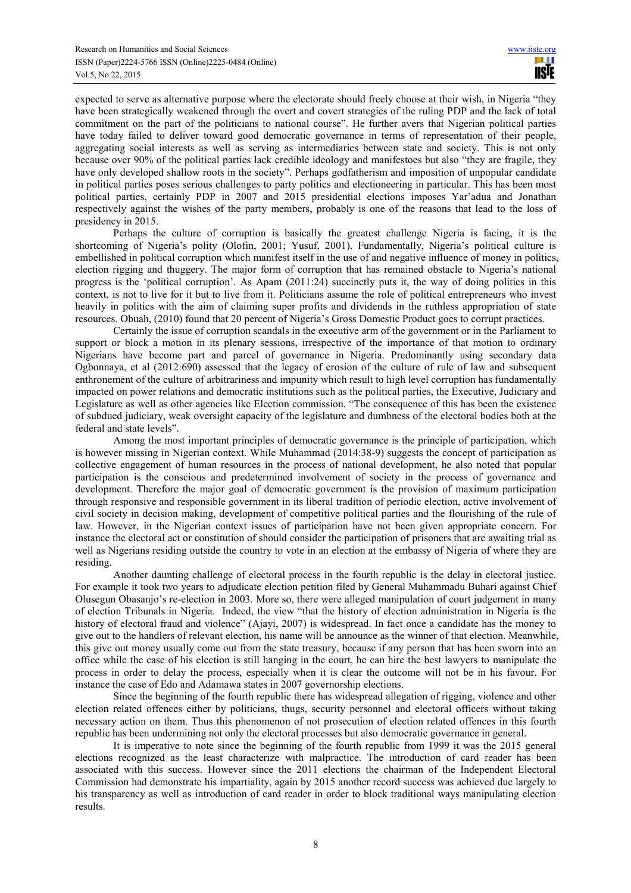expected to serve as alternative purpose where the electorate should freely choose at their wish, in Nigeria "they have been strategically weakened through the overt and covert strategies of the ruling PDP and the lack of total commitment on the part of the politicians to national course". He further avers that Nigerian political parties have today failed to deliver toward good democratic governance in terms of representation of their people, aggregating social interests as well as serving as intermediaries between state and society. This is not only because over 90% of the political parties lack credible ideology and manifestoes but also "they are fragile, they have only developed shallow roots in the society". Perhaps godfatherism and imposition of unpopular candidate in political parties poses serious challenges to party politics and electioneering in particular. This has been most political parties, certainly PDP in 2007 and 2015 presidential elections imposes Yar'adua and Jonathan respectively against the wishes of the party members, probably is one of the reasons that lead to the loss of presidency in 2015.

Perhaps the culture of corruption is basically the greatest challenge Nigeria is facing, it is the shortcoming of Nigeria's polity (Olofin, 2001; Yusuf, 2001). Fundamentally, Nigeria's political culture is embellished in political corruption which manifest itself in the use of and negative influence of money in politics, election rigging and thuggery. The major form of corruption that has remained obstacle to Nigeria's national progress is the 'political corruption'. As Apam (2011:24) succinctly puts it, the way of doing politics in this context, is not to live for it but to live from it. Politicians assume the role of political entrepreneurs who invest heavily in politics with the aim of claiming super profits and dividends in the ruthless appropriation of state resources. Obuah, (2010) found that 20 percent of Nigeria's Gross Domestic Product goes to corrupt practices.

Certainly the issue of corruption scandals in the executive arm of the government or in the Parliament to support or block a motion in its plenary sessions, irrespective of the importance of that motion to ordinary Nigerians have become part and parcel of governance in Nigeria. Predominantly using secondary data Ogbonnaya, et al (2012:690) assessed that the legacy of erosion of the culture of rule of law and subsequent enthronement of the culture of arbitrariness and impunity which result to high level corruption has fundamentally impacted on power relations and democratic institutions such as the political parties, the Executive, Judiciary and Legislature as well as other agencies like Election commission. "The consequence of this has been the existence of subdued judiciary, weak oversight capacity of the legislature and dumbness of the electoral bodies both at the federal and state levels".

Among the most important principles of democratic governance is the principle of participation, which is however missing in Nigerian context. While Muhammad (2014:38-9) suggests the concept of participation as collective engagement of human resources in the process of national development, he also noted that popular participation is the conscious and predetermined involvement of society in the process of governance and development. Therefore the major goal of democratic government is the provision of maximum participation through responsive and responsible government in its liberal tradition of periodic election, active involvement of civil society in decision making, development of competitive political parties and the flourishing of the rule of law. However, in the Nigerian context issues of participation have not been given appropriate concern. For instance the electoral act or constitution of should consider the participation of prisoners that are awaiting trial as well as Nigerians residing outside the country to vote in an election at the embassy of Nigeria of where they are residing.

Another daunting challenge of electoral process in the fourth republic is the delay in electoral justice. For example it took two years to adjudicate election petition filed by General Muhammadu Buhari against Chief Olusegun Obasanjo's re-election in 2003. More so, there were alleged manipulation of court judgement in many of election Tribunals in Nigeria. Indeed, the view "that the history of election administration in Nigeria is the history of electoral fraud and violence" (Ajayi, 2007) is widespread. In fact once a candidate has the money to give out to the handlers of relevant election, his name will be announce as the winner of that election. Meanwhile, this give out money usually come out from the state treasury, because if any person that has been sworn into an office while the case of his election is still hanging in the court, he can hire the best lawyers to manipulate the process in order to delay the process, especially when it is clear the outcome will not be in his favour. For instance the case of Edo and Adamawa states in 2007 governorship elections.

Since the beginning of the fourth republic there has widespread allegation of rigging, violence and other election related offences either by politicians, thugs, security personnel and electoral officers without taking necessary action on them. Thus this phenomenon of not prosecution of election related offences in this fourth republic has been undermining not only the electoral processes but also democratic governance in general.

It is imperative to note since the beginning of the fourth republic from 1999 it was the 2015 general elections recognized as the least characterize with malpractice. The introduction of card reader has been associated with this success. However since the 2011 elections the chairman of the Independent Electoral Commission had demonstrate his impartiality, again by 2015 another record success was achieved due largely to his transparency as well as introduction of card reader in order to block traditional ways manipulating election results.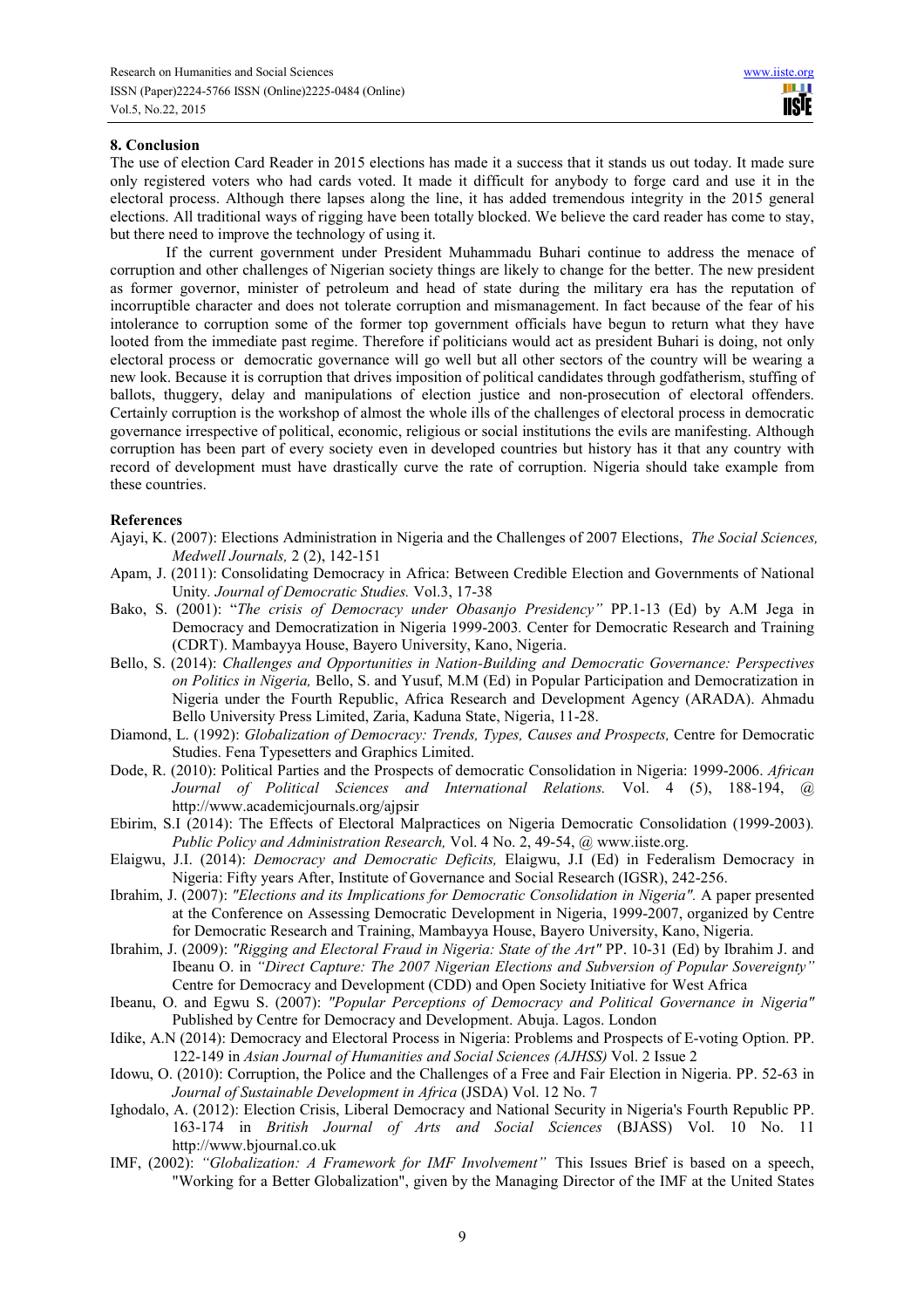## 8. Conclusion

The use of election Card Reader in 2015 elections has made it a success that it stands us out today. It made sure only registered voters who had cards voted. It made it difficult for anybody to forge card and use it in the electoral process. Although there lapses along the line, it has added tremendous integrity in the 2015 general elections. All traditional ways of rigging have been totally blocked. We believe the card reader has come to stay, but there need to improve the technology of using it.

If the current government under President Muhammadu Buhari continue to address the menace of corruption and other challenges of Nigerian society things are likely to change for the better. The new president as former governor, minister of petroleum and head of state during the military era has the reputation of incorruptible character and does not tolerate corruption and mismanagement. In fact because of the fear of his intolerance to corruption some of the former top government officials have begun to return what they have looted from the immediate past regime. Therefore if politicians would act as president Buhari is doing, not only electoral process or democratic governance will go well but all other sectors of the country will be wearing a new look. Because it is corruption that drives imposition of political candidates through godfatherism, stuffing of ballots, thuggery, delay and manipulations of election justice and non-prosecution of electoral offenders. Certainly corruption is the workshop of almost the whole ills of the challenges of electoral process in democratic governance irrespective of political, economic, religious or social institutions the evils are manifesting. Although corruption has been part of every society even in developed countries but history has it that any country with record of development must have drastically curve the rate of corruption. Nigeria should take example from these countries.

## References

Ajayi, K. (2007): Elections Administration in Nigeria and the Challenges of 2007 Elections, *The Social Sciences, Medwell Journals,* 2 (2), 142-151

Apam, J. (2011): Consolidating Democracy in Africa: Between Credible Election and Governments of National Unity. *Journal of Democratic Studies.* Vol.3, 17-38

Bako, S. (2001): "*The crisis of Democracy under Obasanjo Presidency"* PP.1-13 (Ed) by A.M Jega in Democracy and Democratization in Nigeria 1999-2003*.* Center for Democratic Research and Training (CDRT). Mambayya House, Bayero University, Kano, Nigeria.

Bello, S. (2014): *Challenges and Opportunities in Nation-Building and Democratic Governance: Perspectives on Politics in Nigeria,* Bello, S. and Yusuf, M.M (Ed) in Popular Participation and Democratization in Nigeria under the Fourth Republic, Africa Research and Development Agency (ARADA). Ahmadu Bello University Press Limited, Zaria, Kaduna State, Nigeria, 11-28.

Diamond, L. (1992): *Globalization of Democracy: Trends, Types, Causes and Prospects,* Centre for Democratic Studies. Fena Typesetters and Graphics Limited.

Dode, R. (2010): Political Parties and the Prospects of democratic Consolidation in Nigeria: 1999-2006. *African Journal of Political Sciences and International Relations.* Vol. 4 (5), 188-194, @ http://www.academicjournals.org/ajpsir

Ebirim, S.I (2014): The Effects of Electoral Malpractices on Nigeria Democratic Consolidation (1999-2003)*. Public Policy and Administration Research,* Vol. 4 No. 2, 49-54, @ www.iiste.org.

Elaigwu, J.I. (2014): *Democracy and Democratic Deficits,* Elaigwu, J.I (Ed) in Federalism Democracy in Nigeria: Fifty years After, Institute of Governance and Social Research (IGSR), 242-256.

Ibrahim, J. (2007): *"Elections and its Implications for Democratic Consolidation in Nigeria".* A paper presented at the Conference on Assessing Democratic Development in Nigeria, 1999-2007, organized by Centre for Democratic Research and Training, Mambayya House, Bayero University, Kano, Nigeria.

Ibrahim, J. (2009): *"Rigging and Electoral Fraud in Nigeria: State of the Art"* PP. 10-31 (Ed) by Ibrahim J. and Ibeanu O. in *"Direct Capture: The 2007 Nigerian Elections and Subversion of Popular Sovereignty"* Centre for Democracy and Development (CDD) and Open Society Initiative for West Africa

Ibeanu, O. and Egwu S. (2007): *"Popular Perceptions of Democracy and Political Governance in Nigeria"* Published by Centre for Democracy and Development. Abuja. Lagos. London

Idike, A.N (2014): Democracy and Electoral Process in Nigeria: Problems and Prospects of E-voting Option. PP. 122-149 in *Asian Journal of Humanities and Social Sciences (AJHSS)* Vol. 2 Issue 2

Idowu, O. (2010): Corruption, the Police and the Challenges of a Free and Fair Election in Nigeria. PP. 52-63 in *Journal of Sustainable Development in Africa* (JSDA) Vol. 12 No. 7

Ighodalo, A. (2012): Election Crisis, Liberal Democracy and National Security in Nigeria's Fourth Republic PP. 163-174 in *British Journal of Arts and Social Sciences* (BJASS) Vol. 10 No. 11 http://www.bjournal.co.uk

IMF, (2002): *"Globalization: A Framework for IMF Involvement"* This Issues Brief is based on a speech, "Working for a Better Globalization", given by the Managing Director of the IMF at the United States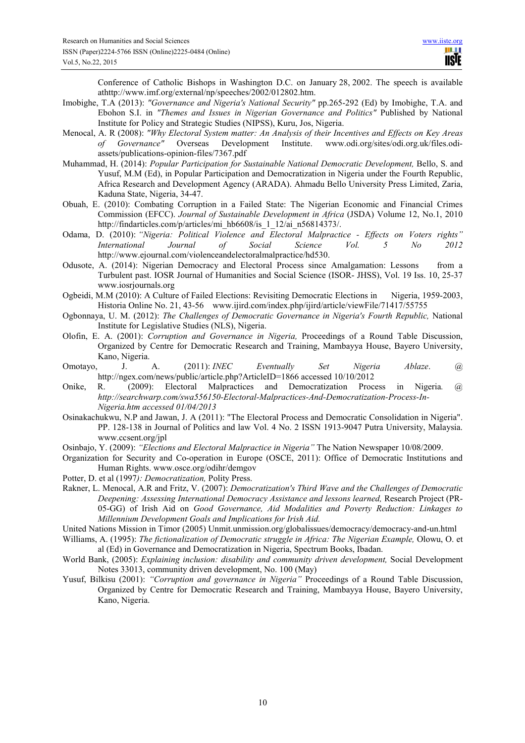Conference of Catholic Bishops in Washington D.C. on January 28, 2002. The speech is available athttp://www.imf.org/external/np/speeches/2002/012802.htm.

Imobighe, T.A (2013): *"Governance and Nigeria's National Security"* pp.265-292 (Ed) by Imobighe, T.A. and Ebohon S.I. in *"Themes and Issues in Nigerian Governance and Politics"* Published by National Institute for Policy and Strategic Studies (NIPSS), Kuru, Jos, Nigeria.

Menocal, A. R (2008): *"Why Electoral System matter: An Analysis of their Incentives and Effects on Key Areas of Governance"* Overseas Development Institute. www.odi.org/sites/odi.org.uk/files.odi-assets/publications-opinion-files/7367.pdf

Muhammad, H. (2014): *Popular Participation for Sustainable National Democratic Development,* Bello, S. and Yusuf, M.M (Ed), in Popular Participation and Democratization in Nigeria under the Fourth Republic, Africa Research and Development Agency (ARADA). Ahmadu Bello University Press Limited, Zaria, Kaduna State, Nigeria, 34-47.

Obuah, E. (2010): Combating Corruption in a Failed State: The Nigerian Economic and Financial Crimes Commission (EFCC). *Journal of Sustainable Development in Africa* (JSDA) Volume 12, No.1, 2010 http://findarticles.com/p/articles/mi_hb6608/is_1_12/ai_n56814373/.

Odama, D. (2010): *"Nigeria: Political Violence and Electoral Malpractice - Effects on Voters rights" International Journal of Social Science Vol. 5 No 2012* http://www.ejournal.com/violenceandelectoralmalpractice/hd530.

Odusote, A. (2014): Nigerian Democracy and Electoral Process since Amalgamation: Lessons from a Turbulent past. IOSR Journal of Humanities and Social Science (ISOR- JHSS), Vol. 19 Iss. 10, 25-37 www.iosrjournals.org

Ogbeidi, M.M (2010): A Culture of Failed Elections: Revisiting Democratic Elections in Nigeria, 1959-2003, Historia Online No. 21, 43-56 www.ijird.com/index.php/ijird/article/viewFile/71417/55755

Ogbonnaya, U. M. (2012): *The Challenges of Democratic Governance in Nigeria's Fourth Republic,* National Institute for Legislative Studies (NLS), Nigeria.

Olofin, E. A. (2001): *Corruption and Governance in Nigeria,* Proceedings of a Round Table Discussion, Organized by Centre for Democratic Research and Training, Mambayya House, Bayero University, Kano, Nigeria.

Omotayo, J. A. (2011): *INEC Eventually Set Nigeria Ablaze*. @ http://ngex.com/news/public/article.php?ArticleID=1866 accessed 10/10/2012

Onike, R. (2009): Electoral Malpractices and Democratization Process in Nigeria*. @ http://searchwarp.com/swa556150-Electoral-Malpractices-And-Democratization-Process-In-Nigeria.htm accessed 01/04/2013*

Osinakachukwu, N.P and Jawan, J. A (2011): "The Electoral Process and Democratic Consolidation in Nigeria". PP. 128-138 in Journal of Politics and law Vol. 4 No. 2 ISSN 1913-9047 Putra University, Malaysia. www.ccsent.org/jpl

Osinbajo, Y. (2009): *"Elections and Electoral Malpractice in Nigeria"* The Nation Newspaper 10/08/2009.

Organization for Security and Co-operation in Europe (OSCE, 2011): Office of Democratic Institutions and Human Rights. www.osce.org/odihr/demgov

Potter, D. et al (1997*): Democratization,* Polity Press.

Rakner, L. Menocal, A.R and Fritz, V. (2007): *Democratization's Third Wave and the Challenges of Democratic Deepening: Assessing International Democracy Assistance and lessons learned,* Research Project (PR-05-GG) of Irish Aid on *Good Governance, Aid Modalities and Poverty Reduction: Linkages to Millennium Development Goals and Implications for Irish Aid.*

United Nations Mission in Timor (2005) Unmit.unmission.org/globalissues/democracy/democracy-and-un.html

Williams, A. (1995): *The fictionalization of Democratic struggle in Africa: The Nigerian Example,* Olowu, O. et al (Ed) in Governance and Democratization in Nigeria, Spectrum Books, Ibadan.

World Bank, (2005): *Explaining inclusion: disability and community driven development,* Social Development Notes 33013, community driven development, No. 100 (May)

Yusuf, Bilkisu (2001): *"Corruption and governance in Nigeria"* Proceedings of a Round Table Discussion, Organized by Centre for Democratic Research and Training, Mambayya House, Bayero University, Kano, Nigeria.